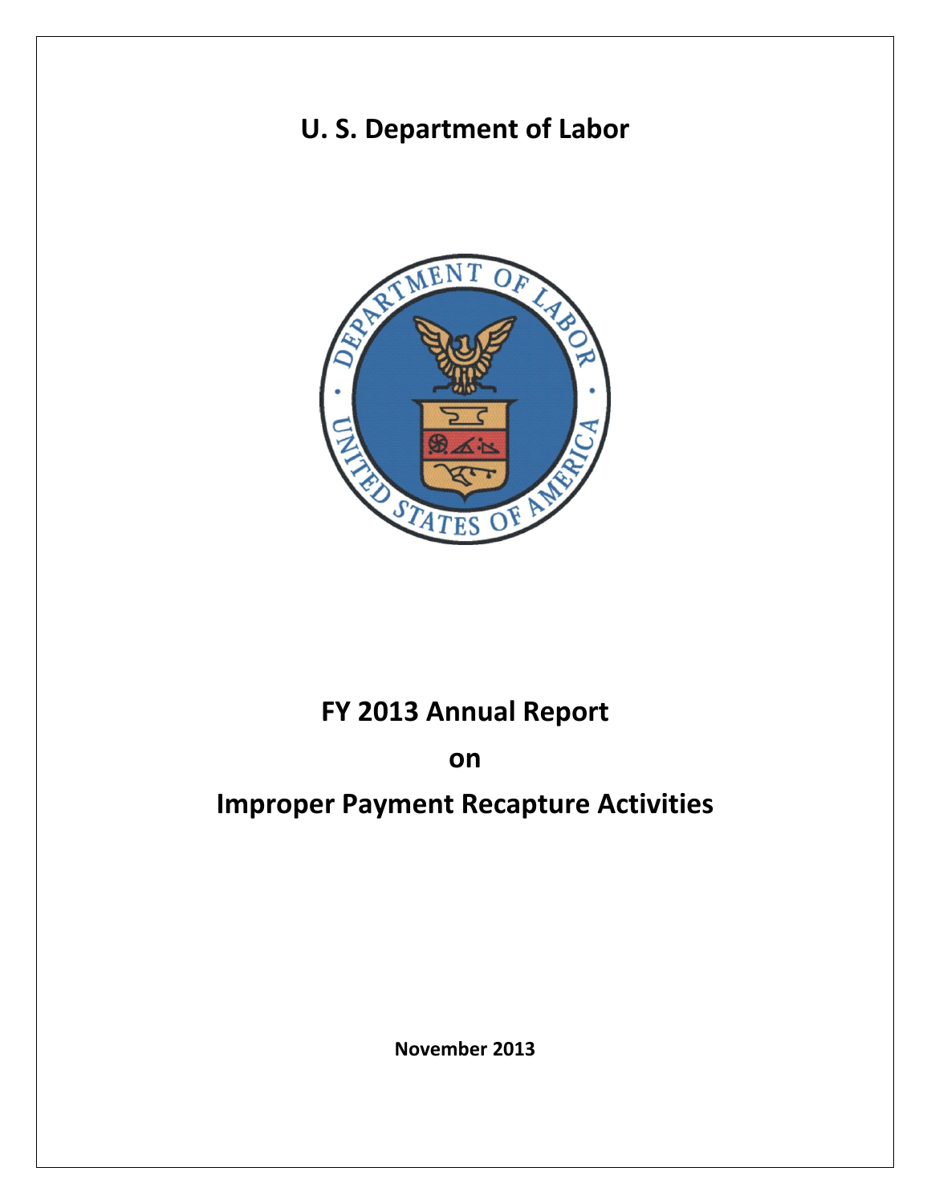# U. S. Department of Labor

# FY 2013 Annual Report

# on

# Improper Payment Recapture Activities

**November 2013**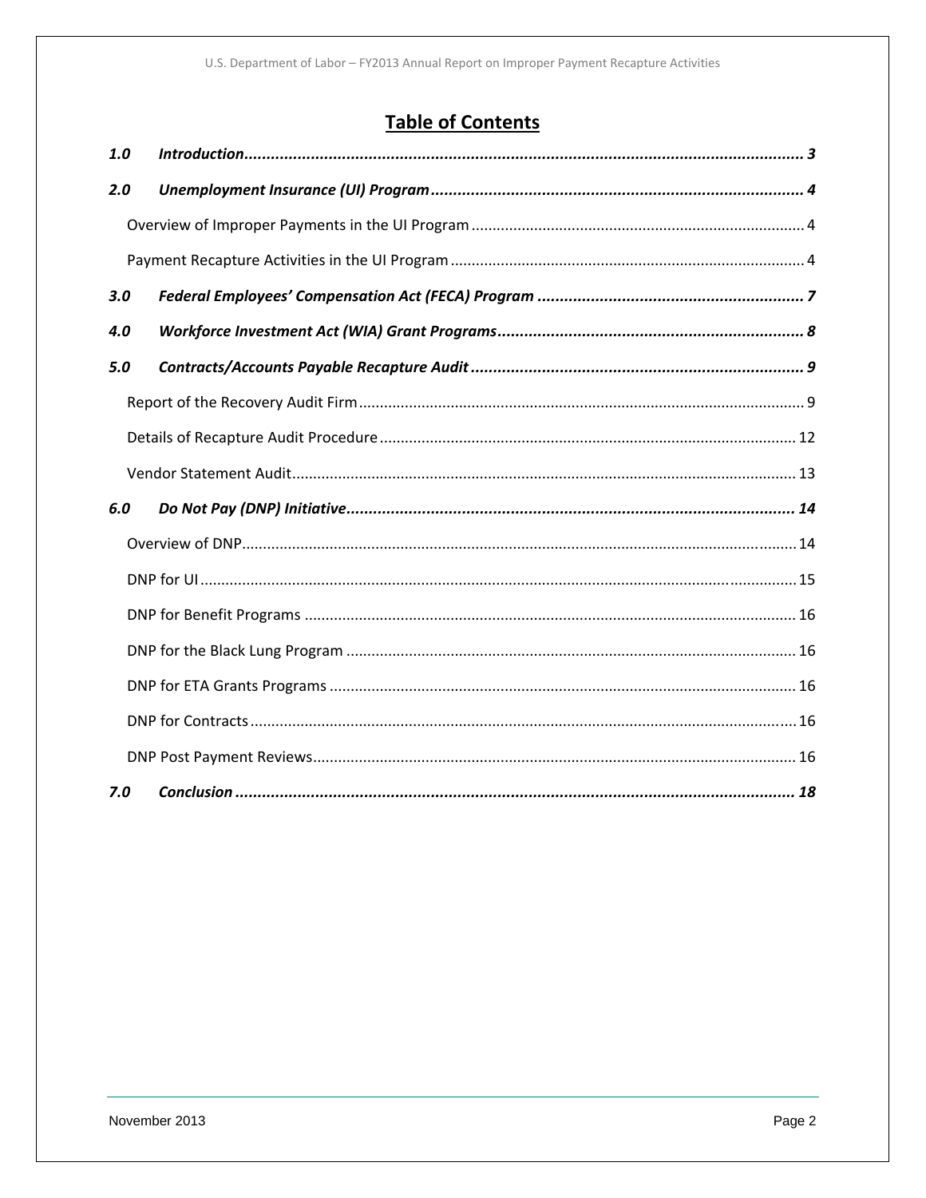# Table of Contents

***1.0 Introduction*** ..... ***3***

***2.0 Unemployment Insurance (UI) Program*** ..... ***4***

- Overview of Improper Payments in the UI Program ..... 4
- Payment Recapture Activities in the UI Program ..... 4

***3.0 Federal Employees' Compensation Act (FECA) Program*** ..... ***7***

***4.0 Workforce Investment Act (WIA) Grant Programs*** ..... ***8***

***5.0 Contracts/Accounts Payable Recapture Audit*** ..... ***9***

- Report of the Recovery Audit Firm ..... 9
- Details of Recapture Audit Procedure ..... 12
- Vendor Statement Audit ..... 13

***6.0 Do Not Pay (DNP) Initiative*** ..... ***14***

- Overview of DNP ..... 14
- DNP for UI ..... 15
- DNP for Benefit Programs ..... 16
- DNP for the Black Lung Program ..... 16
- DNP for ETA Grants Programs ..... 16
- DNP for Contracts ..... 16
- DNP Post Payment Reviews ..... 16

***7.0 Conclusion*** ..... ***18***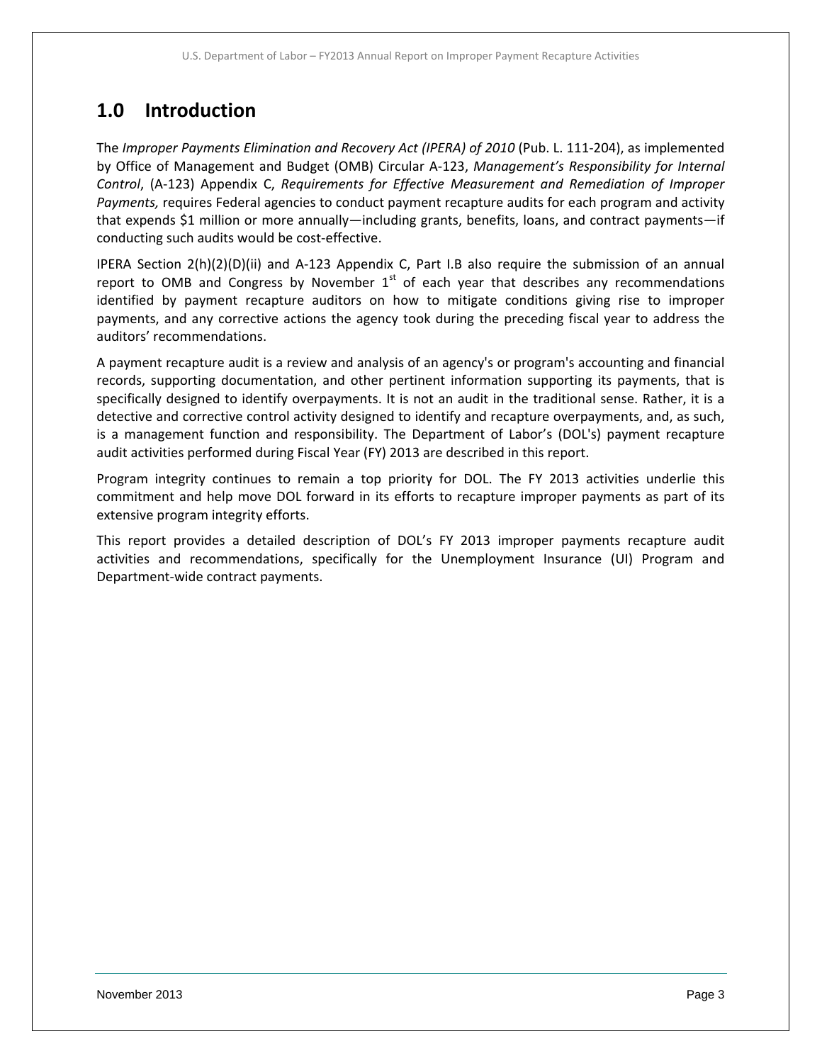# 1.0 Introduction

The *Improper Payments Elimination and Recovery Act (IPERA) of 2010* (Pub. L. 111-204), as implemented by Office of Management and Budget (OMB) Circular A-123, *Management's Responsibility for Internal Control*, (A-123) Appendix C, *Requirements for Effective Measurement and Remediation of Improper Payments,* requires Federal agencies to conduct payment recapture audits for each program and activity that expends $1 million or more annually—including grants, benefits, loans, and contract payments—if conducting such audits would be cost-effective.

IPERA Section 2(h)(2)(D)(ii) and A-123 Appendix C, Part I.B also require the submission of an annual report to OMB and Congress by November 1st of each year that describes any recommendations identified by payment recapture auditors on how to mitigate conditions giving rise to improper payments, and any corrective actions the agency took during the preceding fiscal year to address the auditors' recommendations.

A payment recapture audit is a review and analysis of an agency's or program's accounting and financial records, supporting documentation, and other pertinent information supporting its payments, that is specifically designed to identify overpayments. It is not an audit in the traditional sense. Rather, it is a detective and corrective control activity designed to identify and recapture overpayments, and, as such, is a management function and responsibility. The Department of Labor's (DOL's) payment recapture audit activities performed during Fiscal Year (FY) 2013 are described in this report.

Program integrity continues to remain a top priority for DOL. The FY 2013 activities underlie this commitment and help move DOL forward in its efforts to recapture improper payments as part of its extensive program integrity efforts.

This report provides a detailed description of DOL's FY 2013 improper payments recapture audit activities and recommendations, specifically for the Unemployment Insurance (UI) Program and Department-wide contract payments.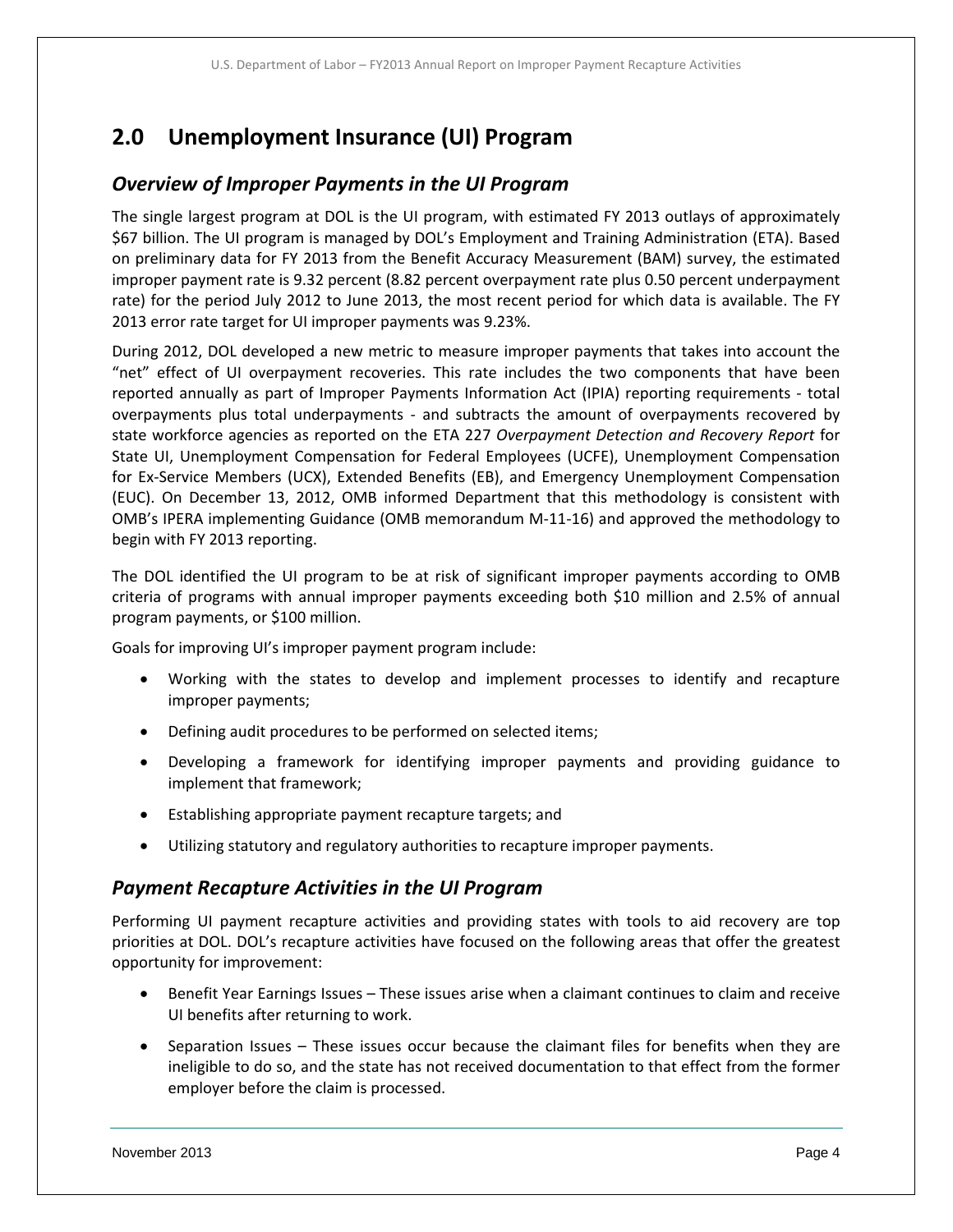## 2.0 Unemployment Insurance (UI) Program

### *Overview of Improper Payments in the UI Program*

The single largest program at DOL is the UI program, with estimated FY 2013 outlays of approximately $67 billion. The UI program is managed by DOL's Employment and Training Administration (ETA). Based on preliminary data for FY 2013 from the Benefit Accuracy Measurement (BAM) survey, the estimated improper payment rate is 9.32 percent (8.82 percent overpayment rate plus 0.50 percent underpayment rate) for the period July 2012 to June 2013, the most recent period for which data is available. The FY 2013 error rate target for UI improper payments was 9.23%.

During 2012, DOL developed a new metric to measure improper payments that takes into account the "net" effect of UI overpayment recoveries. This rate includes the two components that have been reported annually as part of Improper Payments Information Act (IPIA) reporting requirements - total overpayments plus total underpayments - and subtracts the amount of overpayments recovered by state workforce agencies as reported on the ETA 227 *Overpayment Detection and Recovery Report* for State UI, Unemployment Compensation for Federal Employees (UCFE), Unemployment Compensation for Ex-Service Members (UCX), Extended Benefits (EB), and Emergency Unemployment Compensation (EUC). On December 13, 2012, OMB informed Department that this methodology is consistent with OMB's IPERA implementing Guidance (OMB memorandum M-11-16) and approved the methodology to begin with FY 2013 reporting.

The DOL identified the UI program to be at risk of significant improper payments according to OMB criteria of programs with annual improper payments exceeding both $10 million and 2.5% of annual program payments, or $100 million.

Goals for improving UI's improper payment program include:

- Working with the states to develop and implement processes to identify and recapture improper payments;
- Defining audit procedures to be performed on selected items;
- Developing a framework for identifying improper payments and providing guidance to implement that framework;
- Establishing appropriate payment recapture targets; and
- Utilizing statutory and regulatory authorities to recapture improper payments.

### *Payment Recapture Activities in the UI Program*

Performing UI payment recapture activities and providing states with tools to aid recovery are top priorities at DOL. DOL's recapture activities have focused on the following areas that offer the greatest opportunity for improvement:

- Benefit Year Earnings Issues – These issues arise when a claimant continues to claim and receive UI benefits after returning to work.
- Separation Issues – These issues occur because the claimant files for benefits when they are ineligible to do so, and the state has not received documentation to that effect from the former employer before the claim is processed.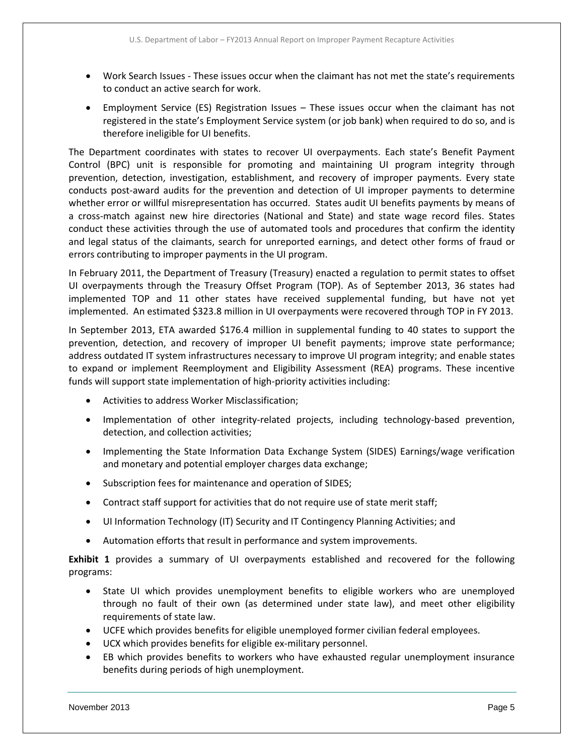- Work Search Issues - These issues occur when the claimant has not met the state's requirements to conduct an active search for work.
- Employment Service (ES) Registration Issues – These issues occur when the claimant has not registered in the state's Employment Service system (or job bank) when required to do so, and is therefore ineligible for UI benefits.

The Department coordinates with states to recover UI overpayments. Each state's Benefit Payment Control (BPC) unit is responsible for promoting and maintaining UI program integrity through prevention, detection, investigation, establishment, and recovery of improper payments. Every state conducts post-award audits for the prevention and detection of UI improper payments to determine whether error or willful misrepresentation has occurred. States audit UI benefits payments by means of a cross-match against new hire directories (National and State) and state wage record files. States conduct these activities through the use of automated tools and procedures that confirm the identity and legal status of the claimants, search for unreported earnings, and detect other forms of fraud or errors contributing to improper payments in the UI program.

In February 2011, the Department of Treasury (Treasury) enacted a regulation to permit states to offset UI overpayments through the Treasury Offset Program (TOP). As of September 2013, 36 states had implemented TOP and 11 other states have received supplemental funding, but have not yet implemented. An estimated $323.8 million in UI overpayments were recovered through TOP in FY 2013.

In September 2013, ETA awarded $176.4 million in supplemental funding to 40 states to support the prevention, detection, and recovery of improper UI benefit payments; improve state performance; address outdated IT system infrastructures necessary to improve UI program integrity; and enable states to expand or implement Reemployment and Eligibility Assessment (REA) programs. These incentive funds will support state implementation of high-priority activities including:

- Activities to address Worker Misclassification;
- Implementation of other integrity-related projects, including technology-based prevention, detection, and collection activities;
- Implementing the State Information Data Exchange System (SIDES) Earnings/wage verification and monetary and potential employer charges data exchange;
- Subscription fees for maintenance and operation of SIDES;
- Contract staff support for activities that do not require use of state merit staff;
- UI Information Technology (IT) Security and IT Contingency Planning Activities; and
- Automation efforts that result in performance and system improvements.

**Exhibit 1** provides a summary of UI overpayments established and recovered for the following programs:

- State UI which provides unemployment benefits to eligible workers who are unemployed through no fault of their own (as determined under state law), and meet other eligibility requirements of state law.
- UCFE which provides benefits for eligible unemployed former civilian federal employees.
- UCX which provides benefits for eligible ex-military personnel.
- EB which provides benefits to workers who have exhausted regular unemployment insurance benefits during periods of high unemployment.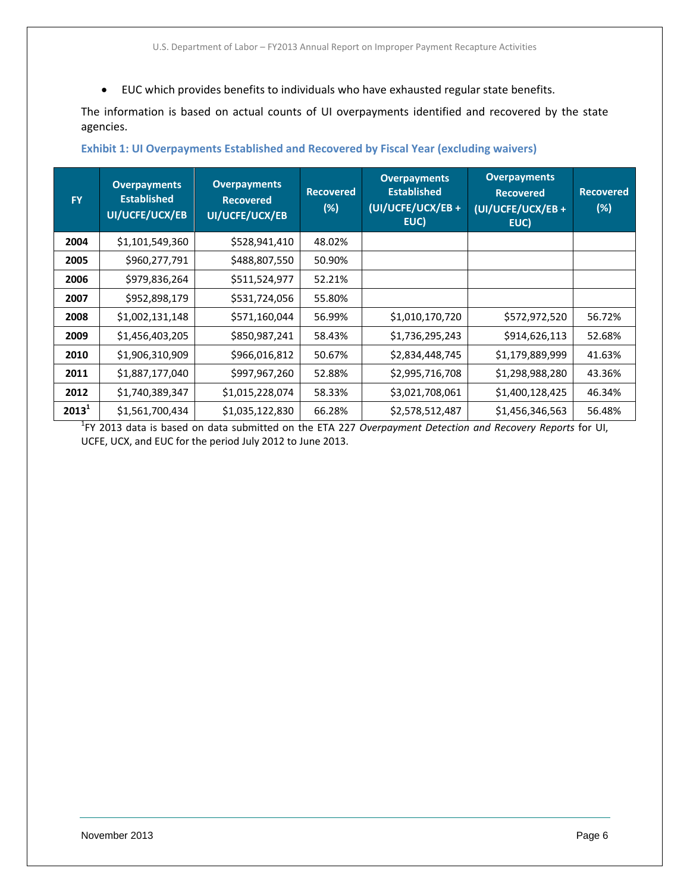- EUC which provides benefits to individuals who have exhausted regular state benefits.

The information is based on actual counts of UI overpayments identified and recovered by the state agencies.

### Exhibit 1: UI Overpayments Established and Recovered by Fiscal Year (excluding waivers)

| FY | Overpayments Established UI/UCFE/UCX/EB | Overpayments Recovered UI/UCFE/UCX/EB | Recovered (%) | Overpayments Established (UI/UCFE/UCX/EB + EUC) | Overpayments Recovered (UI/UCFE/UCX/EB + EUC) | Recovered (%) |
|---|---|---|---|---|---|---|
| **2004** | $1,101,549,360 | $528,941,410 | 48.02% | | | |
| **2005** | $960,277,791 | $488,807,550 | 50.90% | | | |
| **2006** | $979,836,264 | $511,524,977 | 52.21% | | | |
| **2007** | $952,898,179 | $531,724,056 | 55.80% | | | |
| **2008** | $1,002,131,148 | $571,160,044 | 56.99% | $1,010,170,720 | $572,972,520 | 56.72% |
| **2009** | $1,456,403,205 | $850,987,241 | 58.43% | $1,736,295,243 | $914,626,113 | 52.68% |
| **2010** | $1,906,310,909 | $966,016,812 | 50.67% | $2,834,448,745 | $1,179,889,999 | 41.63% |
| **2011** | $1,887,177,040 | $997,967,260 | 52.88% | $2,995,716,708 | $1,298,988,280 | 43.36% |
| **2012** | $1,740,389,347 | $1,015,228,074 | 58.33% | $3,021,708,061 | $1,400,128,425 | 46.34% |
| **2013**[1] | $1,561,700,434 | $1,035,122,830 | 66.28% | $2,578,512,487 | $1,456,346,563 | 56.48% |

[1]FY 2013 data is based on data submitted on the ETA 227 *Overpayment Detection and Recovery Reports* for UI, UCFE, UCX, and EUC for the period July 2012 to June 2013.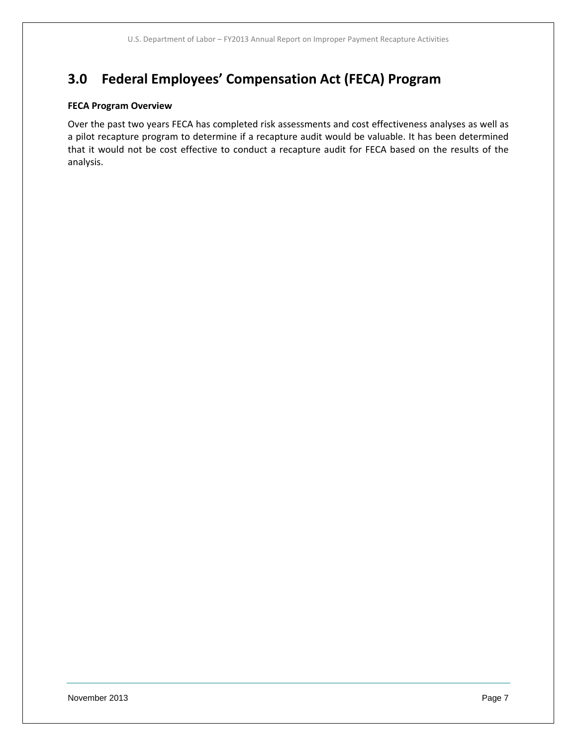# 3.0 Federal Employees' Compensation Act (FECA) Program

**FECA Program Overview**

Over the past two years FECA has completed risk assessments and cost effectiveness analyses as well as a pilot recapture program to determine if a recapture audit would be valuable. It has been determined that it would not be cost effective to conduct a recapture audit for FECA based on the results of the analysis.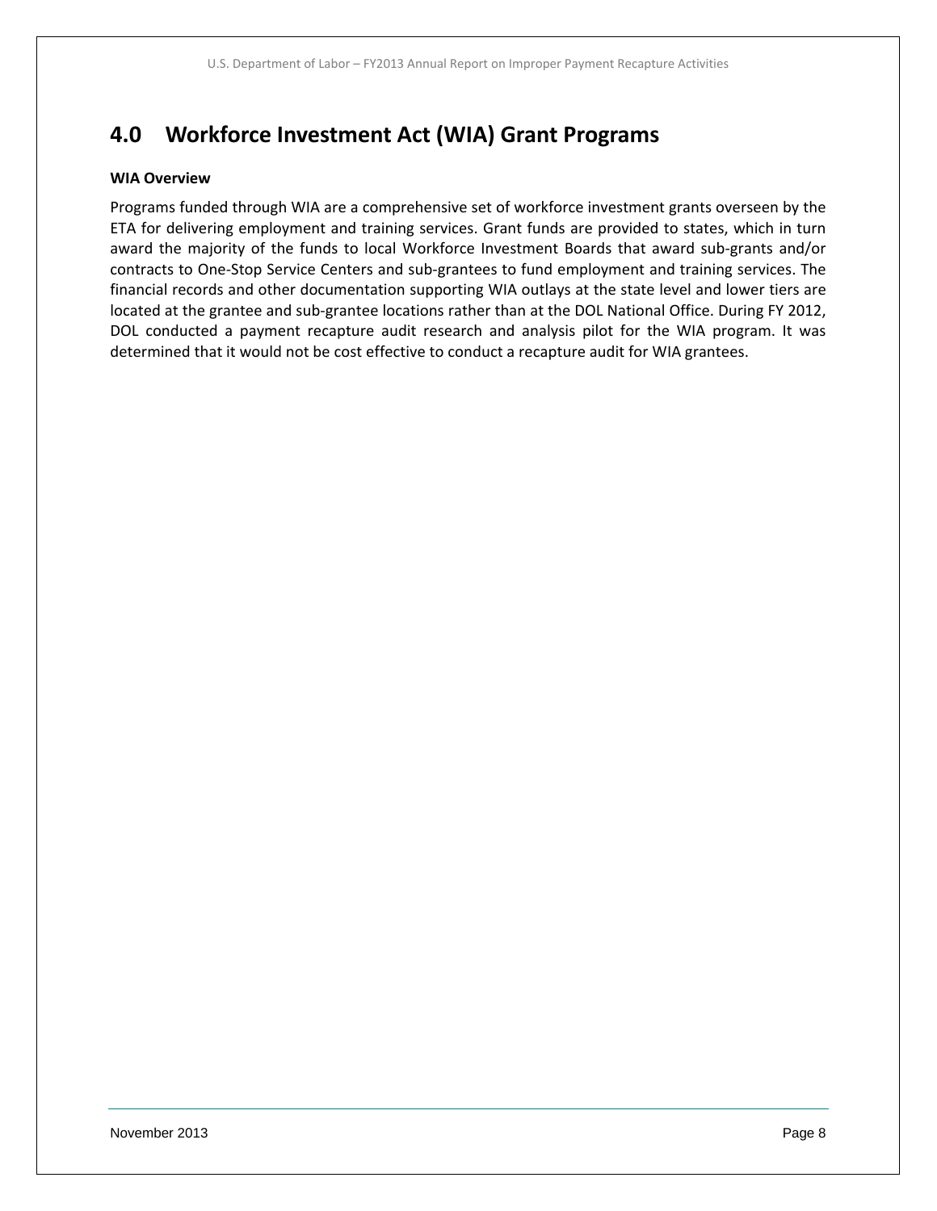# 4.0 Workforce Investment Act (WIA) Grant Programs

**WIA Overview**

Programs funded through WIA are a comprehensive set of workforce investment grants overseen by the ETA for delivering employment and training services. Grant funds are provided to states, which in turn award the majority of the funds to local Workforce Investment Boards that award sub-grants and/or contracts to One-Stop Service Centers and sub-grantees to fund employment and training services. The financial records and other documentation supporting WIA outlays at the state level and lower tiers are located at the grantee and sub-grantee locations rather than at the DOL National Office. During FY 2012, DOL conducted a payment recapture audit research and analysis pilot for the WIA program. It was determined that it would not be cost effective to conduct a recapture audit for WIA grantees.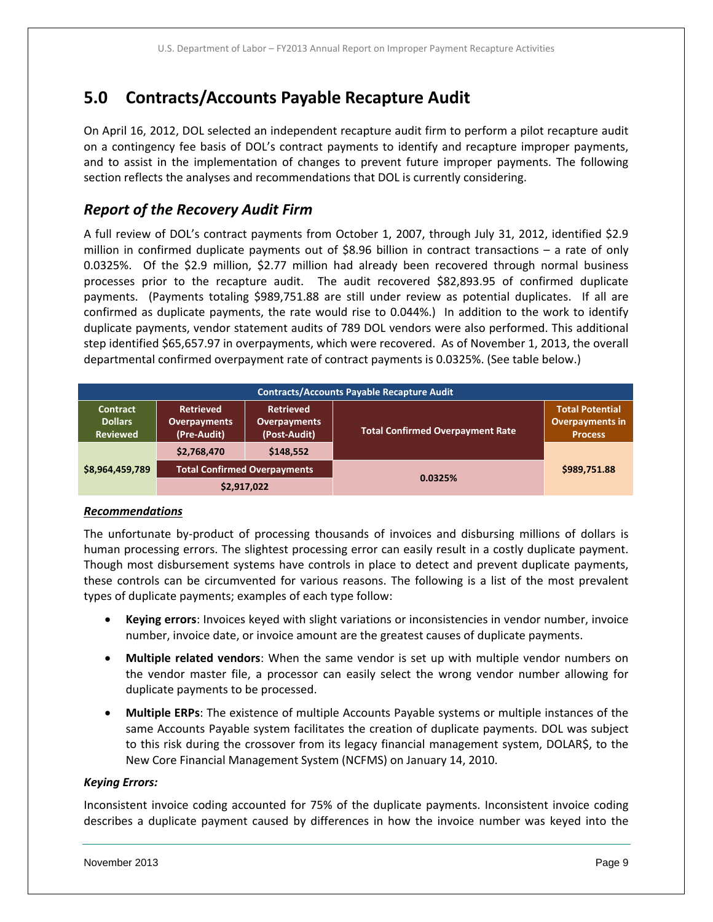# 5.0 Contracts/Accounts Payable Recapture Audit

On April 16, 2012, DOL selected an independent recapture audit firm to perform a pilot recapture audit on a contingency fee basis of DOL's contract payments to identify and recapture improper payments, and to assist in the implementation of changes to prevent future improper payments. The following section reflects the analyses and recommendations that DOL is currently considering.

## *Report of the Recovery Audit Firm*

A full review of DOL's contract payments from October 1, 2007, through July 31, 2012, identified $2.9 million in confirmed duplicate payments out of $8.96 billion in contract transactions – a rate of only 0.0325%. Of the $2.9 million, $2.77 million had already been recovered through normal business processes prior to the recapture audit. The audit recovered $82,893.95 of confirmed duplicate payments. (Payments totaling $989,751.88 are still under review as potential duplicates. If all are confirmed as duplicate payments, the rate would rise to 0.044%.) In addition to the work to identify duplicate payments, vendor statement audits of 789 DOL vendors were also performed. This additional step identified $65,657.97 in overpayments, which were recovered. As of November 1, 2013, the overall departmental confirmed overpayment rate of contract payments is 0.0325%. (See table below.)

| Contracts/Accounts Payable Recapture Audit | | | | |
|---|---|---|---|---|
| **Contract Dollars Reviewed** | **Retrieved Overpayments (Pre-Audit)** | **Retrieved Overpayments (Post-Audit)** | **Total Confirmed Overpayment Rate** | **Total Potential Overpayments in Process** |
| $8,964,459,789 | $2,768,470 | $148,552 | | $989,751.88 |
| | **Total Confirmed Overpayments** | | 0.0325% | |
| | $2,917,022 | | | |

### *Recommendations*

The unfortunate by-product of processing thousands of invoices and disbursing millions of dollars is human processing errors. The slightest processing error can easily result in a costly duplicate payment. Though most disbursement systems have controls in place to detect and prevent duplicate payments, these controls can be circumvented for various reasons. The following is a list of the most prevalent types of duplicate payments; examples of each type follow:

- **Keying errors**: Invoices keyed with slight variations or inconsistencies in vendor number, invoice number, invoice date, or invoice amount are the greatest causes of duplicate payments.
- **Multiple related vendors**: When the same vendor is set up with multiple vendor numbers on the vendor master file, a processor can easily select the wrong vendor number allowing for duplicate payments to be processed.
- **Multiple ERPs**: The existence of multiple Accounts Payable systems or multiple instances of the same Accounts Payable system facilitates the creation of duplicate payments. DOL was subject to this risk during the crossover from its legacy financial management system, DOLAR$, to the New Core Financial Management System (NCFMS) on January 14, 2010.

### *Keying Errors:*

Inconsistent invoice coding accounted for 75% of the duplicate payments. Inconsistent invoice coding describes a duplicate payment caused by differences in how the invoice number was keyed into the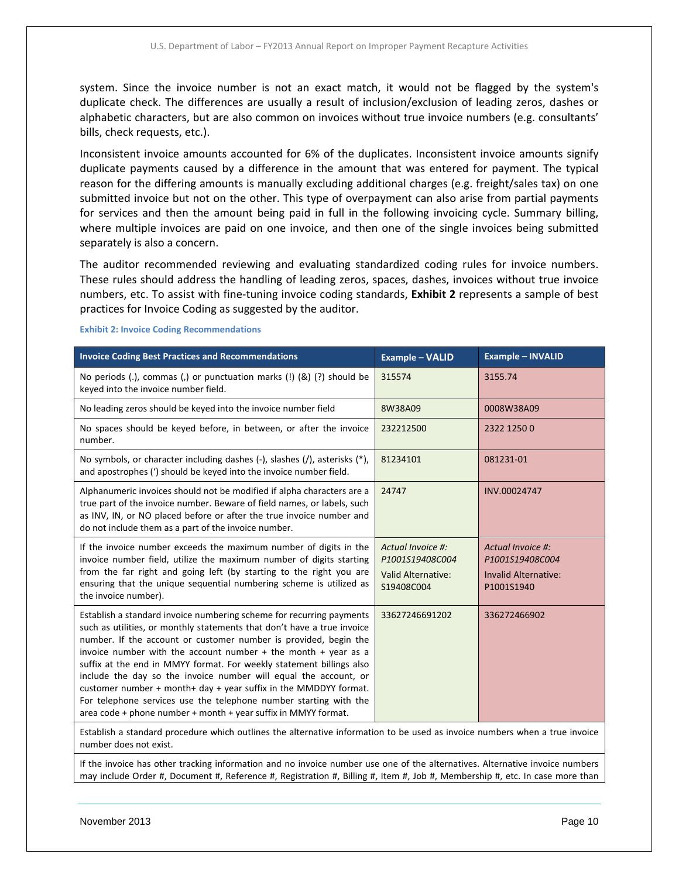system. Since the invoice number is not an exact match, it would not be flagged by the system's duplicate check. The differences are usually a result of inclusion/exclusion of leading zeros, dashes or alphabetic characters, but are also common on invoices without true invoice numbers (e.g. consultants' bills, check requests, etc.).

Inconsistent invoice amounts accounted for 6% of the duplicates. Inconsistent invoice amounts signify duplicate payments caused by a difference in the amount that was entered for payment. The typical reason for the differing amounts is manually excluding additional charges (e.g. freight/sales tax) on one submitted invoice but not on the other. This type of overpayment can also arise from partial payments for services and then the amount being paid in full in the following invoicing cycle. Summary billing, where multiple invoices are paid on one invoice, and then one of the single invoices being submitted separately is also a concern.

The auditor recommended reviewing and evaluating standardized coding rules for invoice numbers. These rules should address the handling of leading zeros, spaces, dashes, invoices without true invoice numbers, etc. To assist with fine-tuning invoice coding standards, **Exhibit 2** represents a sample of best practices for Invoice Coding as suggested by the auditor.

**Exhibit 2: Invoice Coding Recommendations**

| Invoice Coding Best Practices and Recommendations | Example – VALID | Example – INVALID |
|---|---|---|
| No periods (.), commas (,) or punctuation marks (!) (&) (?) should be keyed into the invoice number field. | 315574 | 3155.74 |
| No leading zeros should be keyed into the invoice number field | 8W38A09 | 0008W38A09 |
| No spaces should be keyed before, in between, or after the invoice number. | 232212500 | 2322 1250 0 |
| No symbols, or character including dashes (-), slashes (/), asterisks (*), and apostrophes (') should be keyed into the invoice number field. | 81234101 | 081231-01 |
| Alphanumeric invoices should not be modified if alpha characters are a true part of the invoice number. Beware of field names, or labels, such as INV, IN, or NO placed before or after the true invoice number and do not include them as a part of the invoice number. | 24747 | INV.00024747 |
| If the invoice number exceeds the maximum number of digits in the invoice number field, utilize the maximum number of digits starting from the far right and going left (by starting to the right you are ensuring that the unique sequential numbering scheme is utilized as the invoice number). | *Actual Invoice #: P1001S19408C004* Valid Alternative: S19408C004 | *Actual Invoice #: P1001S19408C004* Invalid Alternative: P1001S1940 |
| Establish a standard invoice numbering scheme for recurring payments such as utilities, or monthly statements that don't have a true invoice number. If the account or customer number is provided, begin the invoice number with the account number + the month + year as a suffix at the end in MMYY format. For weekly statement billings also include the day so the invoice number will equal the account, or customer number + month+ day + year suffix in the MMDDYY format. For telephone services use the telephone number starting with the area code + phone number + month + year suffix in MMYY format. | 33627246691202 | 336272466902 |
| Establish a standard procedure which outlines the alternative information to be used as invoice numbers when a true invoice number does not exist. | | |
| If the invoice has other tracking information and no invoice number use one of the alternatives. Alternative invoice numbers may include Order #, Document #, Reference #, Registration #, Billing #, Item #, Job #, Membership #, etc. In case more than | | |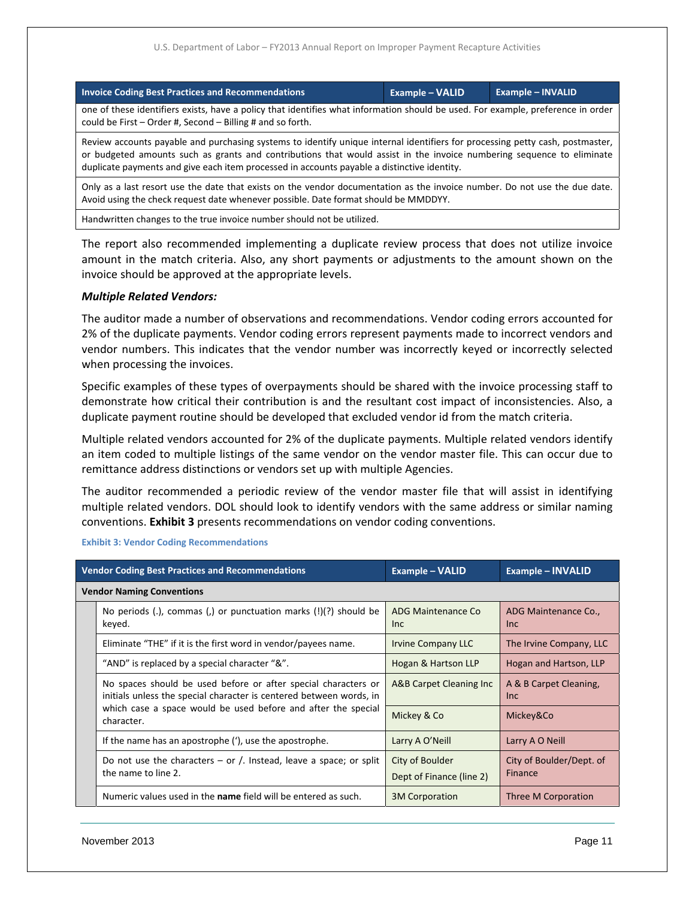| Invoice Coding Best Practices and Recommendations | Example – VALID | Example – INVALID |
|---|---|---|
| one of these identifiers exists, have a policy that identifies what information should be used. For example, preference in order could be First – Order #, Second – Billing # and so forth. | | |
| Review accounts payable and purchasing systems to identify unique internal identifiers for processing petty cash, postmaster, or budgeted amounts such as grants and contributions that would assist in the invoice numbering sequence to eliminate duplicate payments and give each item processed in accounts payable a distinctive identity. | | |
| Only as a last resort use the date that exists on the vendor documentation as the invoice number. Do not use the due date. Avoid using the check request date whenever possible. Date format should be MMDDYY. | | |
| Handwritten changes to the true invoice number should not be utilized. | | |

The report also recommended implementing a duplicate review process that does not utilize invoice amount in the match criteria. Also, any short payments or adjustments to the amount shown on the invoice should be approved at the appropriate levels.

***Multiple Related Vendors:***

The auditor made a number of observations and recommendations. Vendor coding errors accounted for 2% of the duplicate payments. Vendor coding errors represent payments made to incorrect vendors and vendor numbers. This indicates that the vendor number was incorrectly keyed or incorrectly selected when processing the invoices.

Specific examples of these types of overpayments should be shared with the invoice processing staff to demonstrate how critical their contribution is and the resultant cost impact of inconsistencies. Also, a duplicate payment routine should be developed that excluded vendor id from the match criteria.

Multiple related vendors accounted for 2% of the duplicate payments. Multiple related vendors identify an item coded to multiple listings of the same vendor on the vendor master file. This can occur due to remittance address distinctions or vendors set up with multiple Agencies.

The auditor recommended a periodic review of the vendor master file that will assist in identifying multiple related vendors. DOL should look to identify vendors with the same address or similar naming conventions. **Exhibit 3** presents recommendations on vendor coding conventions.

**Exhibit 3: Vendor Coding Recommendations**

| Vendor Coding Best Practices and Recommendations | Example – VALID | Example – INVALID |
|---|---|---|
| **Vendor Naming Conventions** | | |
| No periods (.), commas (,) or punctuation marks (!)(?) should be keyed. | ADG Maintenance Co Inc | ADG Maintenance Co., Inc |
| Eliminate "THE" if it is the first word in vendor/payees name. | Irvine Company LLC | The Irvine Company, LLC |
| "AND" is replaced by a special character "&". | Hogan & Hartson LLP | Hogan and Hartson, LLP |
| No spaces should be used before or after special characters or initials unless the special character is centered between words, in which case a space would be used before and after the special character. | A&B Carpet Cleaning Inc | A & B Carpet Cleaning, Inc |
| | Mickey & Co | Mickey&Co |
| If the name has an apostrophe ('), use the apostrophe. | Larry A O'Neill | Larry A O Neill |
| Do not use the characters – or /. Instead, leave a space; or split the name to line 2. | City of Boulder<br>Dept of Finance (line 2) | City of Boulder/Dept. of Finance |
| Numeric values used in the **name** field will be entered as such. | 3M Corporation | Three M Corporation |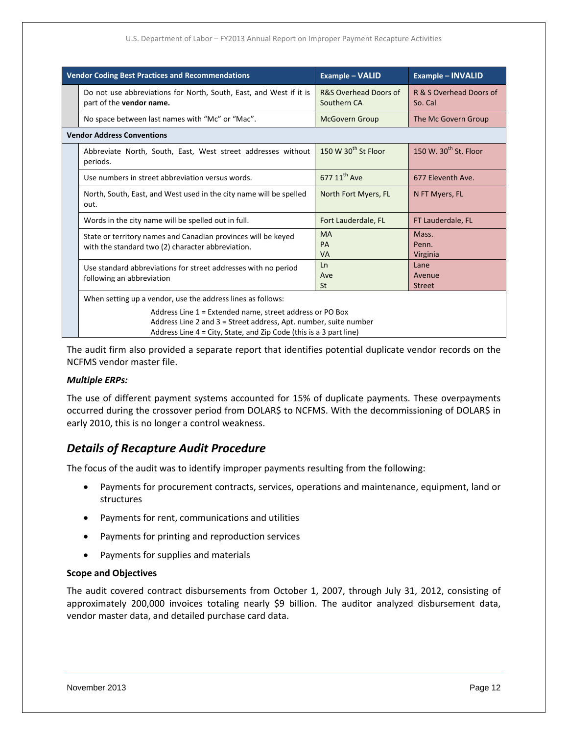| Vendor Coding Best Practices and Recommendations | Example – VALID | Example – INVALID |
|---|---|---|
| Do not use abbreviations for North, South, East, and West if it is part of the **vendor name.** | R&S Overhead Doors of Southern CA | R & S Overhead Doors of So. Cal |
| No space between last names with "Mc" or "Mac". | McGovern Group | The Mc Govern Group |
| **Vendor Address Conventions** | | |
| Abbreviate North, South, East, West street addresses without periods. | 150 W 30th St Floor | 150 W. 30th St. Floor |
| Use numbers in street abbreviation versus words. | 677 11th Ave | 677 Eleventh Ave. |
| North, South, East, and West used in the city name will be spelled out. | North Fort Myers, FL | N FT Myers, FL |
| Words in the city name will be spelled out in full. | Fort Lauderdale, FL | FT Lauderdale, FL |
| State or territory names and Canadian provinces will be keyed with the standard two (2) character abbreviation. | MA<br>PA<br>VA | Mass.<br>Penn.<br>Virginia |
| Use standard abbreviations for street addresses with no period following an abbreviation | Ln<br>Ave<br>St | Lane<br>Avenue<br>Street |
| When setting up a vendor, use the address lines as follows:<br>Address Line 1 = Extended name, street address or PO Box<br>Address Line 2 and 3 = Street address, Apt. number, suite number<br>Address Line 4 = City, State, and Zip Code (this is a 3 part line) | | |

The audit firm also provided a separate report that identifies potential duplicate vendor records on the NCFMS vendor master file.

***Multiple ERPs:***

The use of different payment systems accounted for 15% of duplicate payments. These overpayments occurred during the crossover period from DOLAR$ to NCFMS. With the decommissioning of DOLAR$ in early 2010, this is no longer a control weakness.

## *Details of Recapture Audit Procedure*

The focus of the audit was to identify improper payments resulting from the following:

- Payments for procurement contracts, services, operations and maintenance, equipment, land or structures
- Payments for rent, communications and utilities
- Payments for printing and reproduction services
- Payments for supplies and materials

**Scope and Objectives**

The audit covered contract disbursements from October 1, 2007, through July 31, 2012, consisting of approximately 200,000 invoices totaling nearly $9 billion. The auditor analyzed disbursement data, vendor master data, and detailed purchase card data.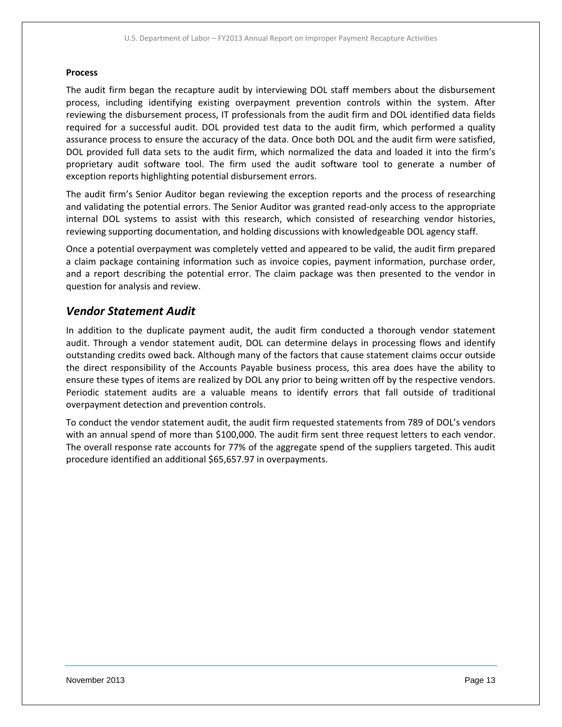**Process**

The audit firm began the recapture audit by interviewing DOL staff members about the disbursement process, including identifying existing overpayment prevention controls within the system. After reviewing the disbursement process, IT professionals from the audit firm and DOL identified data fields required for a successful audit. DOL provided test data to the audit firm, which performed a quality assurance process to ensure the accuracy of the data. Once both DOL and the audit firm were satisfied, DOL provided full data sets to the audit firm, which normalized the data and loaded it into the firm's proprietary audit software tool. The firm used the audit software tool to generate a number of exception reports highlighting potential disbursement errors.

The audit firm's Senior Auditor began reviewing the exception reports and the process of researching and validating the potential errors. The Senior Auditor was granted read-only access to the appropriate internal DOL systems to assist with this research, which consisted of researching vendor histories, reviewing supporting documentation, and holding discussions with knowledgeable DOL agency staff.

Once a potential overpayment was completely vetted and appeared to be valid, the audit firm prepared a claim package containing information such as invoice copies, payment information, purchase order, and a report describing the potential error. The claim package was then presented to the vendor in question for analysis and review.

## *Vendor Statement Audit*

In addition to the duplicate payment audit, the audit firm conducted a thorough vendor statement audit. Through a vendor statement audit, DOL can determine delays in processing flows and identify outstanding credits owed back. Although many of the factors that cause statement claims occur outside the direct responsibility of the Accounts Payable business process, this area does have the ability to ensure these types of items are realized by DOL any prior to being written off by the respective vendors. Periodic statement audits are a valuable means to identify errors that fall outside of traditional overpayment detection and prevention controls.

To conduct the vendor statement audit, the audit firm requested statements from 789 of DOL's vendors with an annual spend of more than $100,000. The audit firm sent three request letters to each vendor. The overall response rate accounts for 77% of the aggregate spend of the suppliers targeted. This audit procedure identified an additional $65,657.97 in overpayments.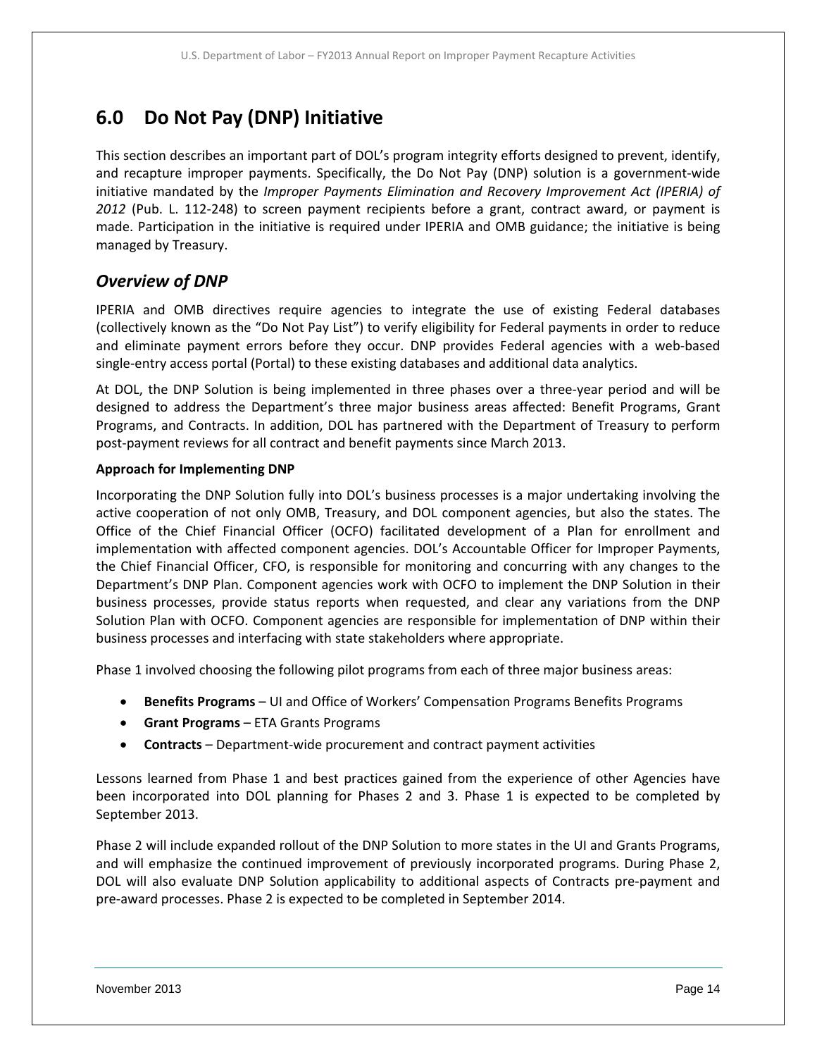# 6.0 Do Not Pay (DNP) Initiative

This section describes an important part of DOL's program integrity efforts designed to prevent, identify, and recapture improper payments. Specifically, the Do Not Pay (DNP) solution is a government-wide initiative mandated by the *Improper Payments Elimination and Recovery Improvement Act (IPERIA) of 2012* (Pub. L. 112-248) to screen payment recipients before a grant, contract award, or payment is made. Participation in the initiative is required under IPERIA and OMB guidance; the initiative is being managed by Treasury.

## *Overview of DNP*

IPERIA and OMB directives require agencies to integrate the use of existing Federal databases (collectively known as the "Do Not Pay List") to verify eligibility for Federal payments in order to reduce and eliminate payment errors before they occur. DNP provides Federal agencies with a web-based single-entry access portal (Portal) to these existing databases and additional data analytics.

At DOL, the DNP Solution is being implemented in three phases over a three-year period and will be designed to address the Department's three major business areas affected: Benefit Programs, Grant Programs, and Contracts. In addition, DOL has partnered with the Department of Treasury to perform post-payment reviews for all contract and benefit payments since March 2013.

**Approach for Implementing DNP**

Incorporating the DNP Solution fully into DOL's business processes is a major undertaking involving the active cooperation of not only OMB, Treasury, and DOL component agencies, but also the states. The Office of the Chief Financial Officer (OCFO) facilitated development of a Plan for enrollment and implementation with affected component agencies. DOL's Accountable Officer for Improper Payments, the Chief Financial Officer, CFO, is responsible for monitoring and concurring with any changes to the Department's DNP Plan. Component agencies work with OCFO to implement the DNP Solution in their business processes, provide status reports when requested, and clear any variations from the DNP Solution Plan with OCFO. Component agencies are responsible for implementation of DNP within their business processes and interfacing with state stakeholders where appropriate.

Phase 1 involved choosing the following pilot programs from each of three major business areas:

- **Benefits Programs** – UI and Office of Workers' Compensation Programs Benefits Programs
- **Grant Programs** – ETA Grants Programs
- **Contracts** – Department-wide procurement and contract payment activities

Lessons learned from Phase 1 and best practices gained from the experience of other Agencies have been incorporated into DOL planning for Phases 2 and 3. Phase 1 is expected to be completed by September 2013.

Phase 2 will include expanded rollout of the DNP Solution to more states in the UI and Grants Programs, and will emphasize the continued improvement of previously incorporated programs. During Phase 2, DOL will also evaluate DNP Solution applicability to additional aspects of Contracts pre-payment and pre-award processes. Phase 2 is expected to be completed in September 2014.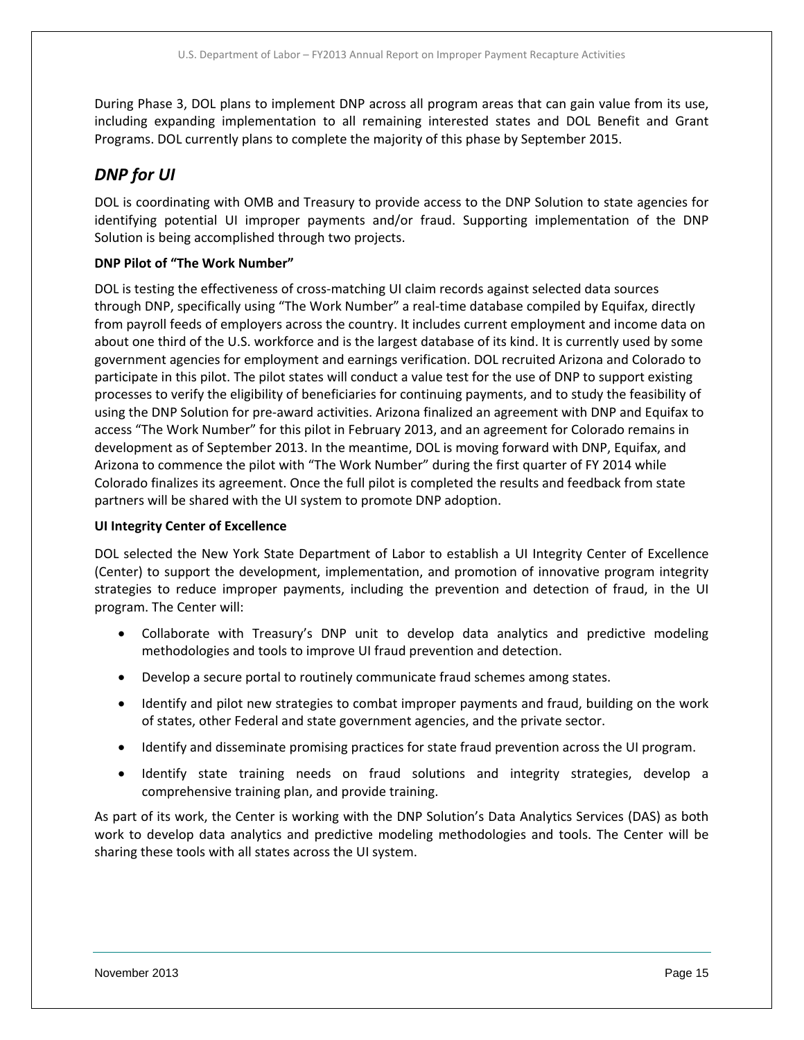During Phase 3, DOL plans to implement DNP across all program areas that can gain value from its use, including expanding implementation to all remaining interested states and DOL Benefit and Grant Programs. DOL currently plans to complete the majority of this phase by September 2015.

## *DNP for UI*

DOL is coordinating with OMB and Treasury to provide access to the DNP Solution to state agencies for identifying potential UI improper payments and/or fraud. Supporting implementation of the DNP Solution is being accomplished through two projects.

**DNP Pilot of "The Work Number"**

DOL is testing the effectiveness of cross-matching UI claim records against selected data sources through DNP, specifically using "The Work Number" a real-time database compiled by Equifax, directly from payroll feeds of employers across the country. It includes current employment and income data on about one third of the U.S. workforce and is the largest database of its kind. It is currently used by some government agencies for employment and earnings verification. DOL recruited Arizona and Colorado to participate in this pilot. The pilot states will conduct a value test for the use of DNP to support existing processes to verify the eligibility of beneficiaries for continuing payments, and to study the feasibility of using the DNP Solution for pre-award activities. Arizona finalized an agreement with DNP and Equifax to access "The Work Number" for this pilot in February 2013, and an agreement for Colorado remains in development as of September 2013. In the meantime, DOL is moving forward with DNP, Equifax, and Arizona to commence the pilot with "The Work Number" during the first quarter of FY 2014 while Colorado finalizes its agreement. Once the full pilot is completed the results and feedback from state partners will be shared with the UI system to promote DNP adoption.

**UI Integrity Center of Excellence**

DOL selected the New York State Department of Labor to establish a UI Integrity Center of Excellence (Center) to support the development, implementation, and promotion of innovative program integrity strategies to reduce improper payments, including the prevention and detection of fraud, in the UI program. The Center will:

- Collaborate with Treasury's DNP unit to develop data analytics and predictive modeling methodologies and tools to improve UI fraud prevention and detection.
- Develop a secure portal to routinely communicate fraud schemes among states.
- Identify and pilot new strategies to combat improper payments and fraud, building on the work of states, other Federal and state government agencies, and the private sector.
- Identify and disseminate promising practices for state fraud prevention across the UI program.
- Identify state training needs on fraud solutions and integrity strategies, develop a comprehensive training plan, and provide training.

As part of its work, the Center is working with the DNP Solution's Data Analytics Services (DAS) as both work to develop data analytics and predictive modeling methodologies and tools. The Center will be sharing these tools with all states across the UI system.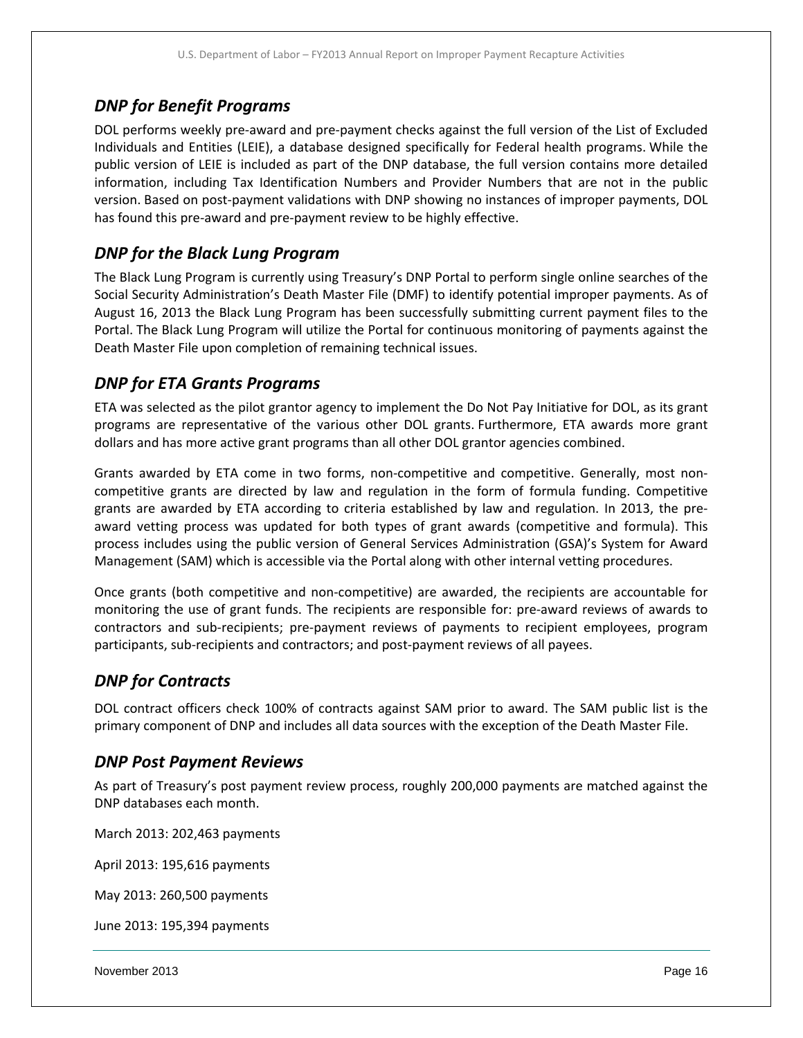## *DNP for Benefit Programs*

DOL performs weekly pre-award and pre-payment checks against the full version of the List of Excluded Individuals and Entities (LEIE), a database designed specifically for Federal health programs. While the public version of LEIE is included as part of the DNP database, the full version contains more detailed information, including Tax Identification Numbers and Provider Numbers that are not in the public version. Based on post-payment validations with DNP showing no instances of improper payments, DOL has found this pre-award and pre-payment review to be highly effective.

## *DNP for the Black Lung Program*

The Black Lung Program is currently using Treasury's DNP Portal to perform single online searches of the Social Security Administration's Death Master File (DMF) to identify potential improper payments. As of August 16, 2013 the Black Lung Program has been successfully submitting current payment files to the Portal. The Black Lung Program will utilize the Portal for continuous monitoring of payments against the Death Master File upon completion of remaining technical issues.

## *DNP for ETA Grants Programs*

ETA was selected as the pilot grantor agency to implement the Do Not Pay Initiative for DOL, as its grant programs are representative of the various other DOL grants. Furthermore, ETA awards more grant dollars and has more active grant programs than all other DOL grantor agencies combined.

Grants awarded by ETA come in two forms, non-competitive and competitive. Generally, most non-competitive grants are directed by law and regulation in the form of formula funding. Competitive grants are awarded by ETA according to criteria established by law and regulation. In 2013, the pre-award vetting process was updated for both types of grant awards (competitive and formula). This process includes using the public version of General Services Administration (GSA)'s System for Award Management (SAM) which is accessible via the Portal along with other internal vetting procedures.

Once grants (both competitive and non-competitive) are awarded, the recipients are accountable for monitoring the use of grant funds. The recipients are responsible for: pre-award reviews of awards to contractors and sub-recipients; pre-payment reviews of payments to recipient employees, program participants, sub-recipients and contractors; and post-payment reviews of all payees.

## *DNP for Contracts*

DOL contract officers check 100% of contracts against SAM prior to award. The SAM public list is the primary component of DNP and includes all data sources with the exception of the Death Master File.

## *DNP Post Payment Reviews*

As part of Treasury's post payment review process, roughly 200,000 payments are matched against the DNP databases each month.

March 2013: 202,463 payments

April 2013: 195,616 payments

May 2013: 260,500 payments

June 2013: 195,394 payments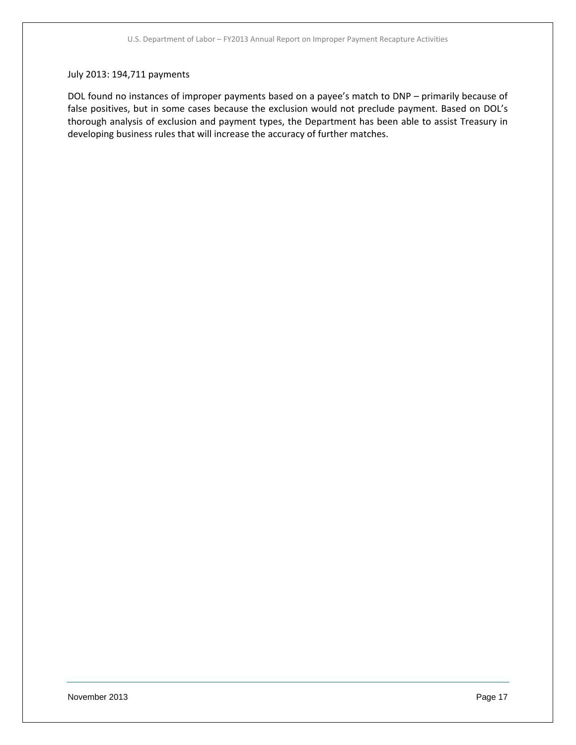July 2013: 194,711 payments

DOL found no instances of improper payments based on a payee's match to DNP – primarily because of false positives, but in some cases because the exclusion would not preclude payment. Based on DOL's thorough analysis of exclusion and payment types, the Department has been able to assist Treasury in developing business rules that will increase the accuracy of further matches.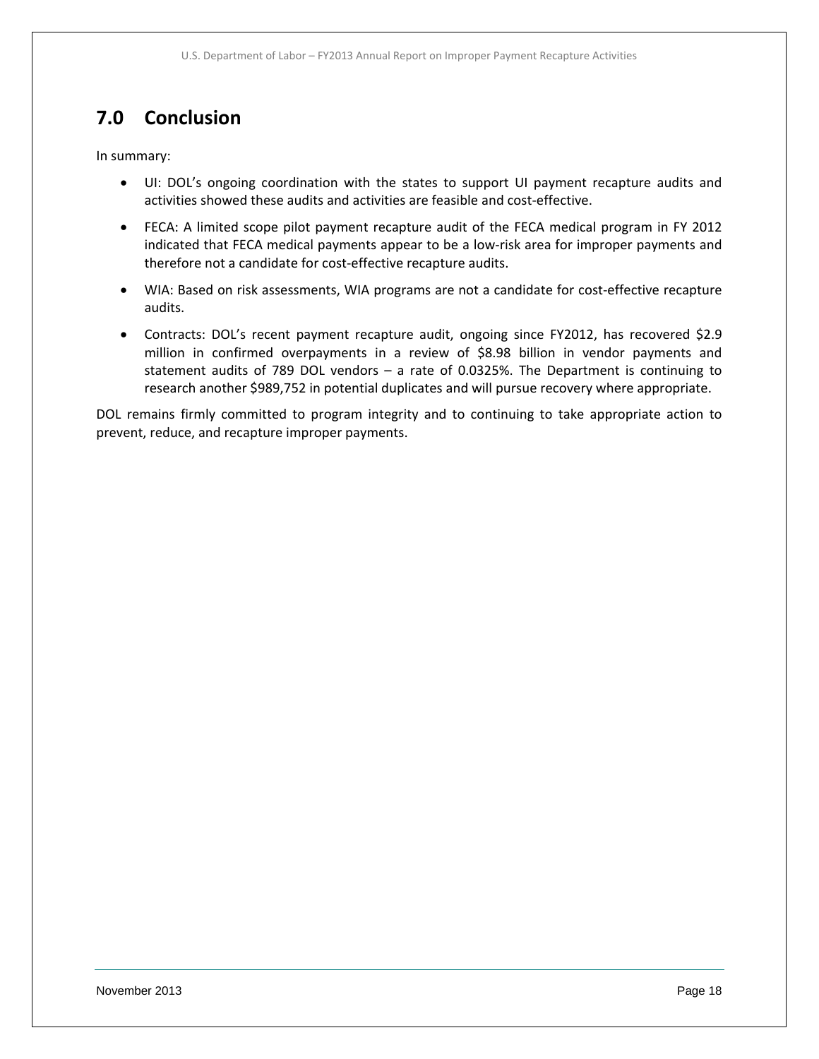## 7.0 Conclusion

In summary:

- UI: DOL's ongoing coordination with the states to support UI payment recapture audits and activities showed these audits and activities are feasible and cost-effective.
- FECA: A limited scope pilot payment recapture audit of the FECA medical program in FY 2012 indicated that FECA medical payments appear to be a low-risk area for improper payments and therefore not a candidate for cost-effective recapture audits.
- WIA: Based on risk assessments, WIA programs are not a candidate for cost-effective recapture audits.
- Contracts: DOL's recent payment recapture audit, ongoing since FY2012, has recovered $2.9 million in confirmed overpayments in a review of $8.98 billion in vendor payments and statement audits of 789 DOL vendors – a rate of 0.0325%. The Department is continuing to research another $989,752 in potential duplicates and will pursue recovery where appropriate.

DOL remains firmly committed to program integrity and to continuing to take appropriate action to prevent, reduce, and recapture improper payments.